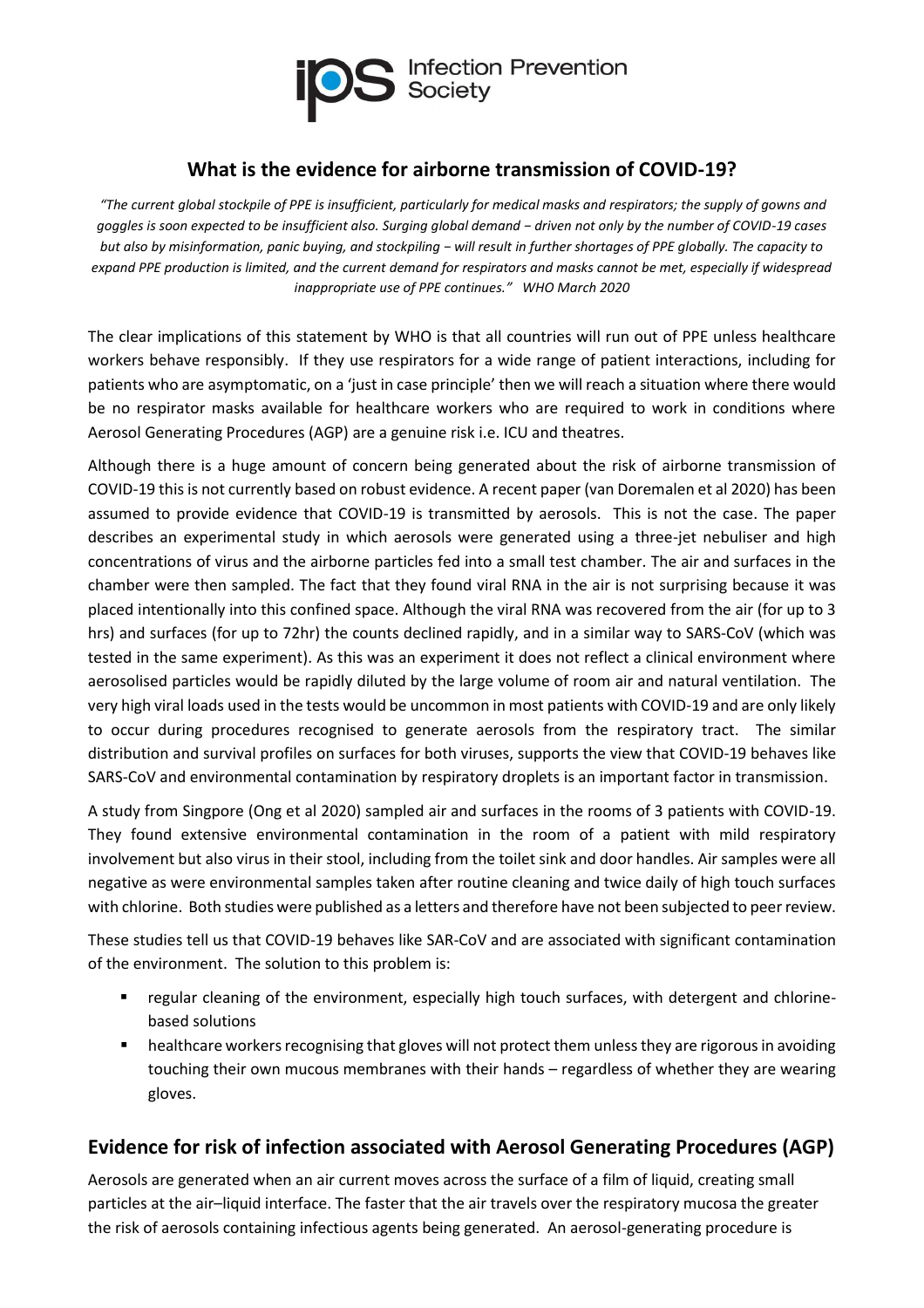Infection Prevention Society

## What is the evidence for airborne transmission of COVID-19?

*"The current global stockpile of PPE is insufficient, particularly for medical masks and respirators; the supply of gowns and goggles is soon expected to be insufficient also. Surging global demand − driven not only by the number of COVID-19 cases but also by misinformation, panic buying, and stockpiling − will result in further shortages of PPE globally. The capacity to expand PPE production is limited, and the current demand for respirators and masks cannot be met, especially if widespread inappropriate use of PPE continues." WHO March 2020*

The clear implications of this statement by WHO is that all countries will run out of PPE unless healthcare workers behave responsibly. If they use respirators for a wide range of patient interactions, including for patients who are asymptomatic, on a 'just in case principle' then we will reach a situation where there would be no respirator masks available for healthcare workers who are required to work in conditions where Aerosol Generating Procedures (AGP) are a genuine risk i.e. ICU and theatres.

Although there is a huge amount of concern being generated about the risk of airborne transmission of COVID-19 this is not currently based on robust evidence. A recent paper (van Doremalen et al 2020) has been assumed to provide evidence that COVID-19 is transmitted by aerosols. This is not the case. The paper describes an experimental study in which aerosols were generated using a three-jet nebuliser and high concentrations of virus and the airborne particles fed into a small test chamber. The air and surfaces in the chamber were then sampled. The fact that they found viral RNA in the air is not surprising because it was placed intentionally into this confined space. Although the viral RNA was recovered from the air (for up to 3 hrs) and surfaces (for up to 72hr) the counts declined rapidly, and in a similar way to SARS-CoV (which was tested in the same experiment). As this was an experiment it does not reflect a clinical environment where aerosolised particles would be rapidly diluted by the large volume of room air and natural ventilation. The very high viral loads used in the tests would be uncommon in most patients with COVID-19 and are only likely to occur during procedures recognised to generate aerosols from the respiratory tract. The similar distribution and survival profiles on surfaces for both viruses, supports the view that COVID-19 behaves like SARS-CoV and environmental contamination by respiratory droplets is an important factor in transmission.

A study from Singpore (Ong et al 2020) sampled air and surfaces in the rooms of 3 patients with COVID-19. They found extensive environmental contamination in the room of a patient with mild respiratory involvement but also virus in their stool, including from the toilet sink and door handles. Air samples were all negative as were environmental samples taken after routine cleaning and twice daily of high touch surfaces with chlorine. Both studies were published as a letters and therefore have not been subjected to peer review.

These studies tell us that COVID-19 behaves like SAR-CoV and are associated with significant contamination of the environment. The solution to this problem is:

- regular cleaning of the environment, especially high touch surfaces, with detergent and chlorine-based solutions
- healthcare workers recognising that gloves will not protect them unless they are rigorous in avoiding touching their own mucous membranes with their hands – regardless of whether they are wearing gloves.

## Evidence for risk of infection associated with Aerosol Generating Procedures (AGP)

Aerosols are generated when an air current moves across the surface of a film of liquid, creating small particles at the air–liquid interface. The faster that the air travels over the respiratory mucosa the greater the risk of aerosols containing infectious agents being generated. An aerosol-generating procedure is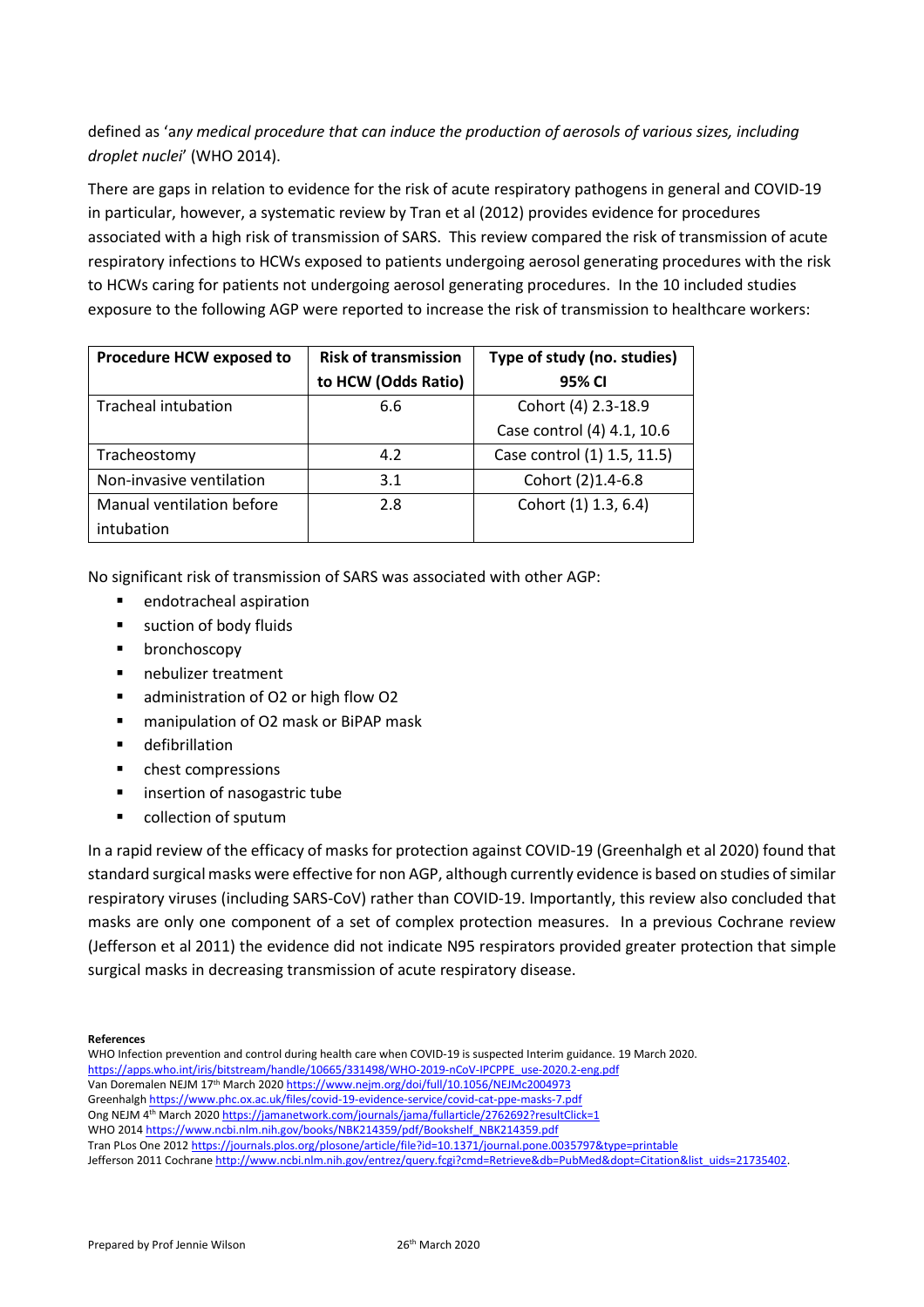defined as 'a*ny medical procedure that can induce the production of aerosols of various sizes, including droplet nuclei*' (WHO 2014).

There are gaps in relation to evidence for the risk of acute respiratory pathogens in general and COVID-19 in particular, however, a systematic review by Tran et al (2012) provides evidence for procedures associated with a high risk of transmission of SARS. This review compared the risk of transmission of acute respiratory infections to HCWs exposed to patients undergoing aerosol generating procedures with the risk to HCWs caring for patients not undergoing aerosol generating procedures. In the 10 included studies exposure to the following AGP were reported to increase the risk of transmission to healthcare workers:

| Procedure HCW exposed to | Risk of transmission to HCW (Odds Ratio) | Type of study (no. studies) 95% CI |
|---|---|---|
| Tracheal intubation | 6.6 | Cohort (4) 2.3-18.9<br>Case control (4) 4.1, 10.6 |
| Tracheostomy | 4.2 | Case control (1) 1.5, 11.5) |
| Non-invasive ventilation | 3.1 | Cohort (2)1.4-6.8 |
| Manual ventilation before intubation | 2.8 | Cohort (1) 1.3, 6.4) |

No significant risk of transmission of SARS was associated with other AGP:

- endotracheal aspiration
- suction of body fluids
- bronchoscopy
- nebulizer treatment
- administration of O2 or high flow O2
- manipulation of O2 mask or BiPAP mask
- defibrillation
- chest compressions
- insertion of nasogastric tube
- collection of sputum

In a rapid review of the efficacy of masks for protection against COVID-19 (Greenhalgh et al 2020) found that standard surgical masks were effective for non AGP, although currently evidence is based on studies of similar respiratory viruses (including SARS-CoV) rather than COVID-19. Importantly, this review also concluded that masks are only one component of a set of complex protection measures. In a previous Cochrane review (Jefferson et al 2011) the evidence did not indicate N95 respirators provided greater protection that simple surgical masks in decreasing transmission of acute respiratory disease.

**References**

WHO Infection prevention and control during health care when COVID-19 is suspected Interim guidance. 19 March 2020. https://apps.who.int/iris/bitstream/handle/10665/331498/WHO-2019-nCoV-IPCPPE_use-2020.2-eng.pdf
Van Doremalen NEJM 17th March 2020 https://www.nejm.org/doi/full/10.1056/NEJMc2004973
Greenhalgh https://www.phc.ox.ac.uk/files/covid-19-evidence-service/covid-cat-ppe-masks-7.pdf
Ong NEJM 4th March 2020 https://jamanetwork.com/journals/jama/fullarticle/2762692?resultClick=1
WHO 2014 https://www.ncbi.nlm.nih.gov/books/NBK214359/pdf/Bookshelf_NBK214359.pdf
Tran PLos One 2012 https://journals.plos.org/plosone/article/file?id=10.1371/journal.pone.0035797&type=printable
Jefferson 2011 Cochrane http://www.ncbi.nlm.nih.gov/entrez/query.fcgi?cmd=Retrieve&db=PubMed&dopt=Citation&list_uids=21735402.

Prepared by Prof Jennie Wilson 26th March 2020